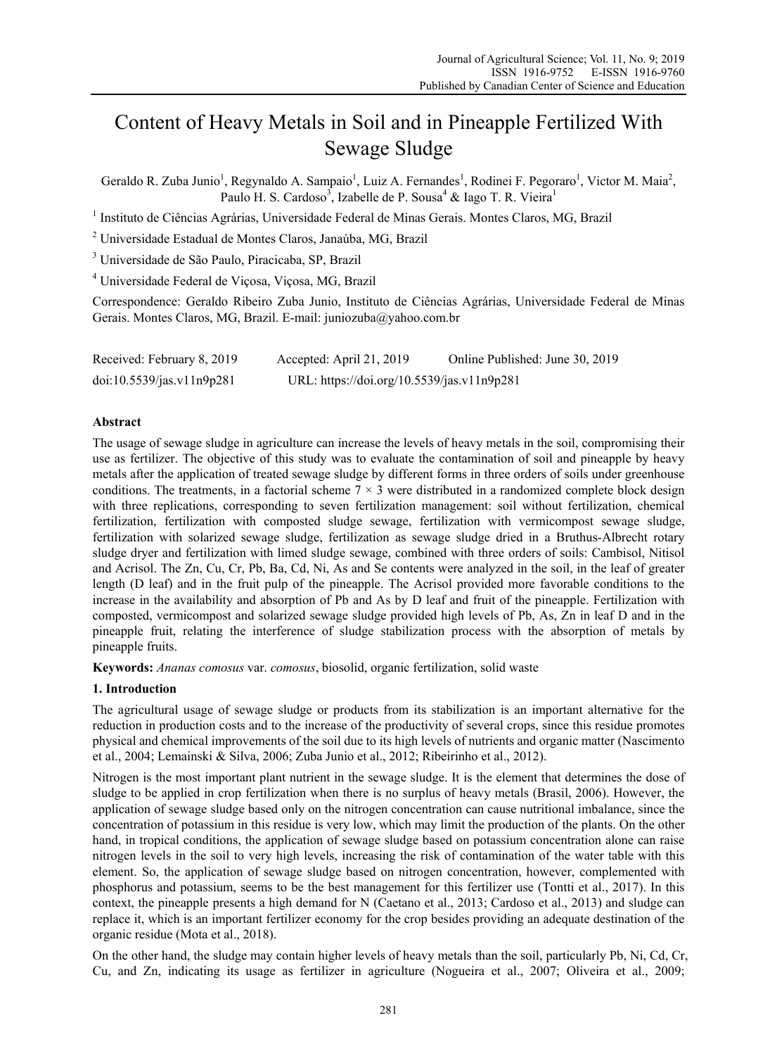# Content of Heavy Metals in Soil and in Pineapple Fertilized With Sewage Sludge

Geraldo R. Zuba Junio[1], Regynaldo A. Sampaio[1], Luiz A. Fernandes[1], Rodinei F. Pegoraro[1], Victor M. Maia[2], Paulo H. S. Cardoso[3], Izabelle de P. Sousa[4] & Iago T. R. Vieira[1]

[1] Instituto de Ciências Agrárias, Universidade Federal de Minas Gerais. Montes Claros, MG, Brazil

[2] Universidade Estadual de Montes Claros, Janaúba, MG, Brazil

[3] Universidade de São Paulo, Piracicaba, SP, Brazil

[4] Universidade Federal de Viçosa, Viçosa, MG, Brazil

Correspondence: Geraldo Ribeiro Zuba Junio, Instituto de Ciências Agrárias, Universidade Federal de Minas Gerais. Montes Claros, MG, Brazil. E-mail: juniozuba@yahoo.com.br

Received: February 8, 2019 Accepted: April 21, 2019 Online Published: June 30, 2019

doi:10.5539/jas.v11n9p281 URL: https://doi.org/10.5539/jas.v11n9p281

## Abstract

The usage of sewage sludge in agriculture can increase the levels of heavy metals in the soil, compromising their use as fertilizer. The objective of this study was to evaluate the contamination of soil and pineapple by heavy metals after the application of treated sewage sludge by different forms in three orders of soils under greenhouse conditions. The treatments, in a factorial scheme 7 × 3 were distributed in a randomized complete block design with three replications, corresponding to seven fertilization management: soil without fertilization, chemical fertilization, fertilization with composted sludge sewage, fertilization with vermicompost sewage sludge, fertilization with solarized sewage sludge, fertilization as sewage sludge dried in a Bruthus-Albrecht rotary sludge dryer and fertilization with limed sludge sewage, combined with three orders of soils: Cambisol, Nitisol and Acrisol. The Zn, Cu, Cr, Pb, Ba, Cd, Ni, As and Se contents were analyzed in the soil, in the leaf of greater length (D leaf) and in the fruit pulp of the pineapple. The Acrisol provided more favorable conditions to the increase in the availability and absorption of Pb and As by D leaf and fruit of the pineapple. Fertilization with composted, vermicompost and solarized sewage sludge provided high levels of Pb, As, Zn in leaf D and in the pineapple fruit, relating the interference of sludge stabilization process with the absorption of metals by pineapple fruits.

**Keywords:** *Ananas comosus* var. *comosus*, biosolid, organic fertilization, solid waste

## 1. Introduction

The agricultural usage of sewage sludge or products from its stabilization is an important alternative for the reduction in production costs and to the increase of the productivity of several crops, since this residue promotes physical and chemical improvements of the soil due to its high levels of nutrients and organic matter (Nascimento et al., 2004; Lemainski & Silva, 2006; Zuba Junio et al., 2012; Ribeirinho et al., 2012).

Nitrogen is the most important plant nutrient in the sewage sludge. It is the element that determines the dose of sludge to be applied in crop fertilization when there is no surplus of heavy metals (Brasil, 2006). However, the application of sewage sludge based only on the nitrogen concentration can cause nutritional imbalance, since the concentration of potassium in this residue is very low, which may limit the production of the plants. On the other hand, in tropical conditions, the application of sewage sludge based on potassium concentration alone can raise nitrogen levels in the soil to very high levels, increasing the risk of contamination of the water table with this element. So, the application of sewage sludge based on nitrogen concentration, however, complemented with phosphorus and potassium, seems to be the best management for this fertilizer use (Tontti et al., 2017). In this context, the pineapple presents a high demand for N (Caetano et al., 2013; Cardoso et al., 2013) and sludge can replace it, which is an important fertilizer economy for the crop besides providing an adequate destination of the organic residue (Mota et al., 2018).

On the other hand, the sludge may contain higher levels of heavy metals than the soil, particularly Pb, Ni, Cd, Cr, Cu, and Zn, indicating its usage as fertilizer in agriculture (Nogueira et al., 2007; Oliveira et al., 2009;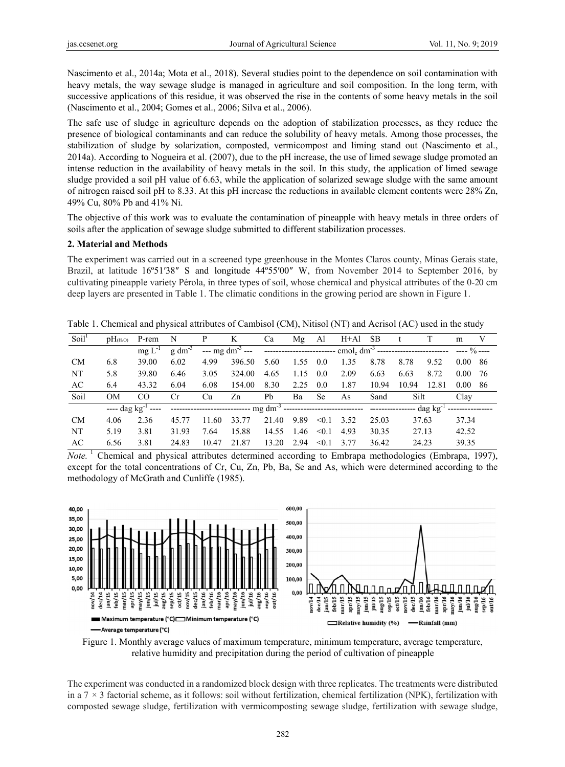Nascimento et al., 2014a; Mota et al., 2018). Several studies point to the dependence on soil contamination with heavy metals, the way sewage sludge is managed in agriculture and soil composition. In the long term, with successive applications of this residue, it was observed the rise in the contents of some heavy metals in the soil (Nascimento et al., 2004; Gomes et al., 2006; Silva et al., 2006).

The safe use of sludge in agriculture depends on the adoption of stabilization processes, as they reduce the presence of biological contaminants and can reduce the solubility of heavy metals. Among those processes, the stabilization of sludge by solarization, composted, vermicompost and liming stand out (Nascimento et al., 2014a). According to Nogueira et al. (2007), due to the pH increase, the use of limed sewage sludge promoted an intense reduction in the availability of heavy metals in the soil. In this study, the application of limed sewage sludge provided a soil pH value of 6.63, while the application of solarized sewage sludge with the same amount of nitrogen raised soil pH to 8.33. At this pH increase the reductions in available element contents were 28% Zn, 49% Cu, 80% Pb and 41% Ni.

The objective of this work was to evaluate the contamination of pineapple with heavy metals in three orders of soils after the application of sewage sludge submitted to different stabilization processes.

## 2. Material and Methods

The experiment was carried out in a screened type greenhouse in the Montes Claros county, Minas Gerais state, Brazil, at latitude 16º51′38″ S and longitude 44º55′00″ W, from November 2014 to September 2016, by cultivating pineapple variety Pérola, in three types of soil, whose chemical and physical attributes of the 0-20 cm deep layers are presented in Table 1. The climatic conditions in the growing period are shown in Figure 1.

Table 1. Chemical and physical attributes of Cambisol (CM), Nitisol (NT) and Acrisol (AC) used in the study

| Soil[1] | $pH_{(H_2O)}$ | P-rem | N | P | K | Ca | Mg | Al | H+Al | SB | t | T | m | V |
|---|---|---|---|---|---|---|---|---|---|---|---|---|---|---|
| | | mg $L^{-1}$ | g $dm^{-3}$ | --- mg $dm^{-3}$ --- | | ---------- $cmol_c$ $dm^{-3}$ ---------- | | | | | | | ---- % ---- | |
| CM | 6.8 | 39.00 | 6.02 | 4.99 | 396.50 | 5.60 | 1.55 | 0.0 | 1.35 | 8.78 | 8.78 | 9.52 | 0.00 | 86 |
| NT | 5.8 | 39.80 | 6.46 | 3.05 | 324.00 | 4.65 | 1.15 | 0.0 | 2.09 | 6.63 | 6.63 | 8.72 | 0.00 | 76 |
| AC | 6.4 | 43.32 | 6.04 | 6.08 | 154.00 | 8.30 | 2.25 | 0.0 | 1.87 | 10.94 | 10.94 | 12.81 | 0.00 | 86 |

| Soil | OM | CO | Cr | Cu | Zn | Pb | Ba | Se | As | Sand | Silt | Clay |
|---|---|---|---|---|---|---|---|---|---|---|---|---|
| | ---- dag $kg^{-1}$ ---- | | ---------- mg $dm^{-3}$ ---------- | | | | | | | ---------- dag $kg^{-1}$ ---------- | | |
| CM | 4.06 | 2.36 | 45.77 | 11.60 | 33.77 | 21.40 | 9.89 | <0.1 | 3.52 | 25.03 | 37.63 | 37.34 |
| NT | 5.19 | 3.81 | 31.93 | 7.64 | 15.88 | 14.55 | 1.46 | <0.1 | 4.93 | 30.35 | 27.13 | 42.52 |
| AC | 6.56 | 3.81 | 24.83 | 10.47 | 21.87 | 13.20 | 2.94 | <0.1 | 3.77 | 36.42 | 24.23 | 39.35 |

*Note.* [1] Chemical and physical attributes determined according to Embrapa methodologies (Embrapa, 1997), except for the total concentrations of Cr, Cu, Zn, Pb, Ba, Se and As, which were determined according to the methodology of McGrath and Cunliffe (1985).

Figure 1. Monthly average values of maximum temperature, minimum temperature, average temperature, relative humidity and precipitation during the period of cultivation of pineapple

The experiment was conducted in a randomized block design with three replicates. The treatments were distributed in a 7 × 3 factorial scheme, as it follows: soil without fertilization, chemical fertilization (NPK), fertilization with composted sewage sludge, fertilization with vermicomposting sewage sludge, fertilization with sewage sludge,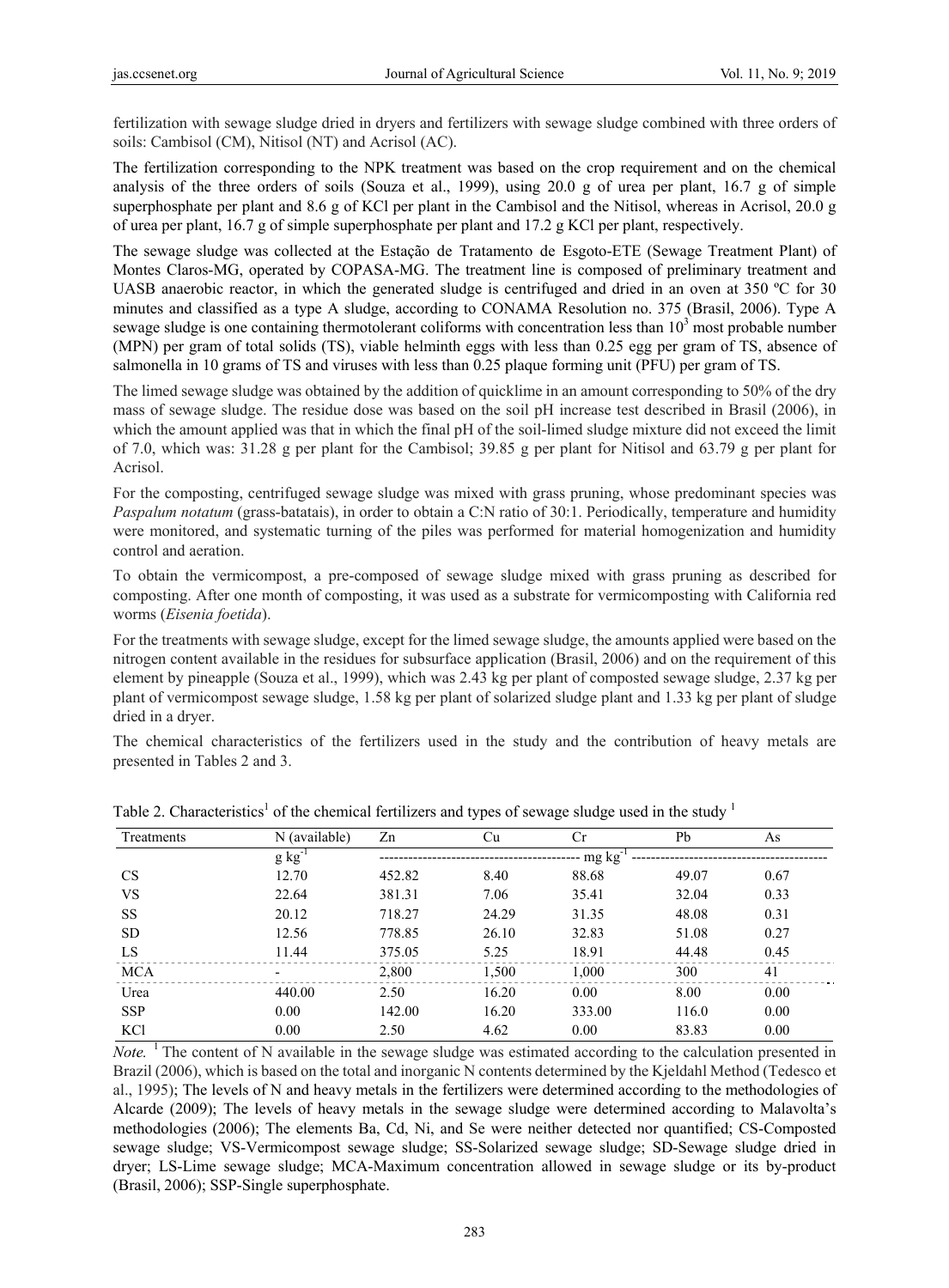fertilization with sewage sludge dried in dryers and fertilizers with sewage sludge combined with three orders of soils: Cambisol (CM), Nitisol (NT) and Acrisol (AC).

The fertilization corresponding to the NPK treatment was based on the crop requirement and on the chemical analysis of the three orders of soils (Souza et al., 1999), using 20.0 g of urea per plant, 16.7 g of simple superphosphate per plant and 8.6 g of KCl per plant in the Cambisol and the Nitisol, whereas in Acrisol, 20.0 g of urea per plant, 16.7 g of simple superphosphate per plant and 17.2 g KCl per plant, respectively.

The sewage sludge was collected at the Estação de Tratamento de Esgoto-ETE (Sewage Treatment Plant) of Montes Claros-MG, operated by COPASA-MG. The treatment line is composed of preliminary treatment and UASB anaerobic reactor, in which the generated sludge is centrifuged and dried in an oven at 350 ºC for 30 minutes and classified as a type A sludge, according to CONAMA Resolution no. 375 (Brasil, 2006). Type A sewage sludge is one containing thermotolerant coliforms with concentration less than $10^3$ most probable number (MPN) per gram of total solids (TS), viable helminth eggs with less than 0.25 egg per gram of TS, absence of salmonella in 10 grams of TS and viruses with less than 0.25 plaque forming unit (PFU) per gram of TS.

The limed sewage sludge was obtained by the addition of quicklime in an amount corresponding to 50% of the dry mass of sewage sludge. The residue dose was based on the soil pH increase test described in Brasil (2006), in which the amount applied was that in which the final pH of the soil-limed sludge mixture did not exceed the limit of 7.0, which was: 31.28 g per plant for the Cambisol; 39.85 g per plant for Nitisol and 63.79 g per plant for Acrisol.

For the composting, centrifuged sewage sludge was mixed with grass pruning, whose predominant species was *Paspalum notatum* (grass-batatais), in order to obtain a C:N ratio of 30:1. Periodically, temperature and humidity were monitored, and systematic turning of the piles was performed for material homogenization and humidity control and aeration.

To obtain the vermicompost, a pre-composed of sewage sludge mixed with grass pruning as described for composting. After one month of composting, it was used as a substrate for vermicomposting with California red worms (*Eisenia foetida*).

For the treatments with sewage sludge, except for the limed sewage sludge, the amounts applied were based on the nitrogen content available in the residues for subsurface application (Brasil, 2006) and on the requirement of this element by pineapple (Souza et al., 1999), which was 2.43 kg per plant of composted sewage sludge, 2.37 kg per plant of vermicompost sewage sludge, 1.58 kg per plant of solarized sludge plant and 1.33 kg per plant of sludge dried in a dryer.

The chemical characteristics of the fertilizers used in the study and the contribution of heavy metals are presented in Tables 2 and 3.

Table 2. Characteristics[1] of the chemical fertilizers and types of sewage sludge used in the study [1]

| Treatments | N (available) | Zn | Cu | Cr | Pb | As |
|---|---|---|---|---|---|---|
| | g kg$^{-1}$ | mg kg$^{-1}$ | | | | |
| CS | 12.70 | 452.82 | 8.40 | 88.68 | 49.07 | 0.67 |
| VS | 22.64 | 381.31 | 7.06 | 35.41 | 32.04 | 0.33 |
| SS | 20.12 | 718.27 | 24.29 | 31.35 | 48.08 | 0.31 |
| SD | 12.56 | 778.85 | 26.10 | 32.83 | 51.08 | 0.27 |
| LS | 11.44 | 375.05 | 5.25 | 18.91 | 44.48 | 0.45 |
| MCA | - | 2,800 | 1,500 | 1,000 | 300 | 41 |
| Urea | 440.00 | 2.50 | 16.20 | 0.00 | 8.00 | 0.00 |
| SSP | 0.00 | 142.00 | 16.20 | 333.00 | 116.0 | 0.00 |
| KCl | 0.00 | 2.50 | 4.62 | 0.00 | 83.83 | 0.00 |

*Note.* [1] The content of N available in the sewage sludge was estimated according to the calculation presented in Brazil (2006), which is based on the total and inorganic N contents determined by the Kjeldahl Method (Tedesco et al., 1995); The levels of N and heavy metals in the fertilizers were determined according to the methodologies of Alcarde (2009); The levels of heavy metals in the sewage sludge were determined according to Malavolta's methodologies (2006); The elements Ba, Cd, Ni, and Se were neither detected nor quantified; CS-Composted sewage sludge; VS-Vermicompost sewage sludge; SS-Solarized sewage sludge; SD-Sewage sludge dried in dryer; LS-Lime sewage sludge; MCA-Maximum concentration allowed in sewage sludge or its by-product (Brasil, 2006); SSP-Single superphosphate.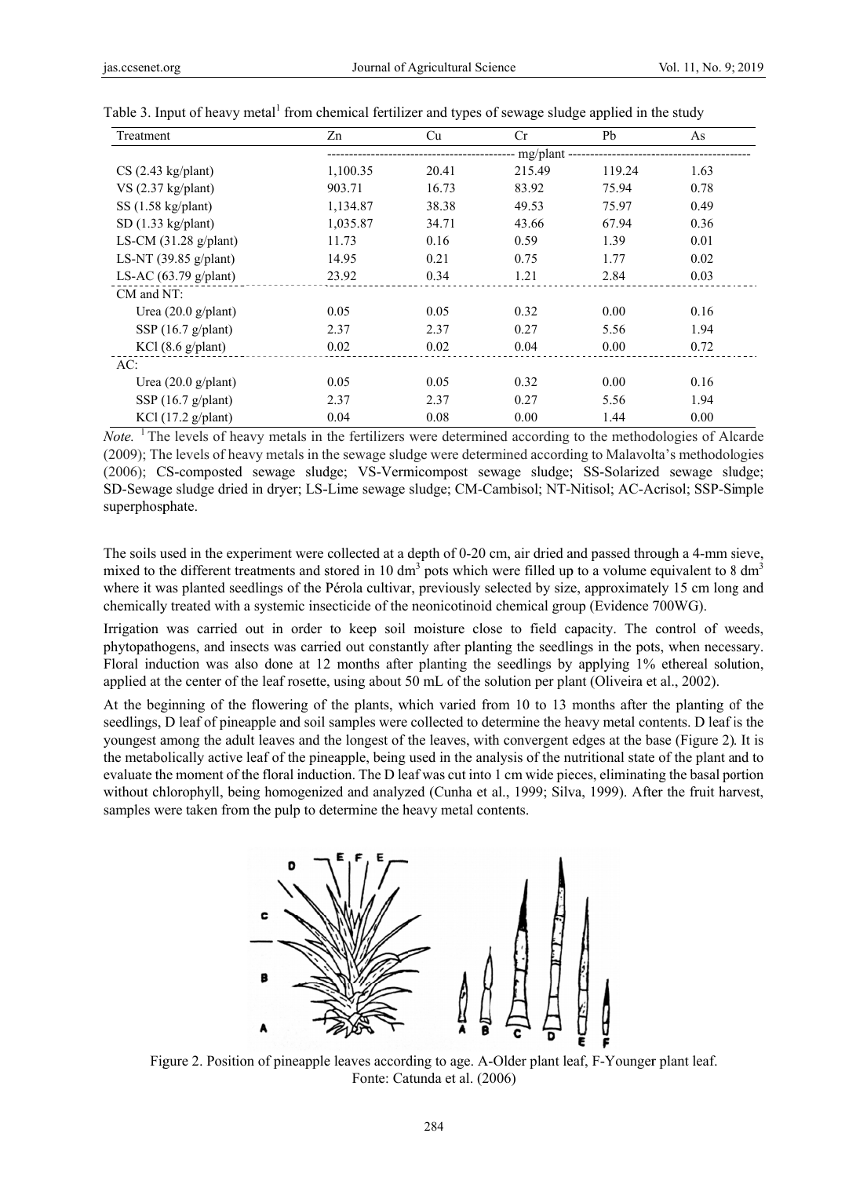Table 3. Input of heavy metal[1] from chemical fertilizer and types of sewage sludge applied in the study

| Treatment | Zn | Cu | Cr | Pb | As |
|---|---|---|---|---|---|
| | mg/plant | | | | |
| CS (2.43 kg/plant) | 1,100.35 | 20.41 | 215.49 | 119.24 | 1.63 |
| VS (2.37 kg/plant) | 903.71 | 16.73 | 83.92 | 75.94 | 0.78 |
| SS (1.58 kg/plant) | 1,134.87 | 38.38 | 49.53 | 75.97 | 0.49 |
| SD (1.33 kg/plant) | 1,035.87 | 34.71 | 43.66 | 67.94 | 0.36 |
| LS-CM (31.28 g/plant) | 11.73 | 0.16 | 0.59 | 1.39 | 0.01 |
| LS-NT (39.85 g/plant) | 14.95 | 0.21 | 0.75 | 1.77 | 0.02 |
| LS-AC (63.79 g/plant) | 23.92 | 0.34 | 1.21 | 2.84 | 0.03 |
| CM and NT: | | | | | |
| Urea (20.0 g/plant) | 0.05 | 0.05 | 0.32 | 0.00 | 0.16 |
| SSP (16.7 g/plant) | 2.37 | 2.37 | 0.27 | 5.56 | 1.94 |
| KCl (8.6 g/plant) | 0.02 | 0.02 | 0.04 | 0.00 | 0.72 |
| AC: | | | | | |
| Urea (20.0 g/plant) | 0.05 | 0.05 | 0.32 | 0.00 | 0.16 |
| SSP (16.7 g/plant) | 2.37 | 2.37 | 0.27 | 5.56 | 1.94 |
| KCl (17.2 g/plant) | 0.04 | 0.08 | 0.00 | 1.44 | 0.00 |

*Note.* [1] The levels of heavy metals in the fertilizers were determined according to the methodologies of Alcarde (2009); The levels of heavy metals in the sewage sludge were determined according to Malavolta's methodologies (2006); CS-composted sewage sludge; VS-Vermicompost sewage sludge; SS-Solarized sewage sludge; SD-Sewage sludge dried in dryer; LS-Lime sewage sludge; CM-Cambisol; NT-Nitisol; AC-Acrisol; SSP-Simple superphosphate.

The soils used in the experiment were collected at a depth of 0-20 cm, air dried and passed through a 4-mm sieve, mixed to the different treatments and stored in 10 $dm^3$ pots which were filled up to a volume equivalent to 8 $dm^3$ where it was planted seedlings of the Pérola cultivar, previously selected by size, approximately 15 cm long and chemically treated with a systemic insecticide of the neonicotinoid chemical group (Evidence 700WG).

Irrigation was carried out in order to keep soil moisture close to field capacity. The control of weeds, phytopathogens, and insects was carried out constantly after planting the seedlings in the pots, when necessary. Floral induction was also done at 12 months after planting the seedlings by applying 1% ethereal solution, applied at the center of the leaf rosette, using about 50 mL of the solution per plant (Oliveira et al., 2002).

At the beginning of the flowering of the plants, which varied from 10 to 13 months after the planting of the seedlings, D leaf of pineapple and soil samples were collected to determine the heavy metal contents. D leaf is the youngest among the adult leaves and the longest of the leaves, with convergent edges at the base (Figure 2). It is the metabolically active leaf of the pineapple, being used in the analysis of the nutritional state of the plant and to evaluate the moment of the floral induction. The D leaf was cut into 1 cm wide pieces, eliminating the basal portion without chlorophyll, being homogenized and analyzed (Cunha et al., 1999; Silva, 1999). After the fruit harvest, samples were taken from the pulp to determine the heavy metal contents.

Figure 2. Position of pineapple leaves according to age. A-Older plant leaf, F-Younger plant leaf.
Fonte: Catunda et al. (2006)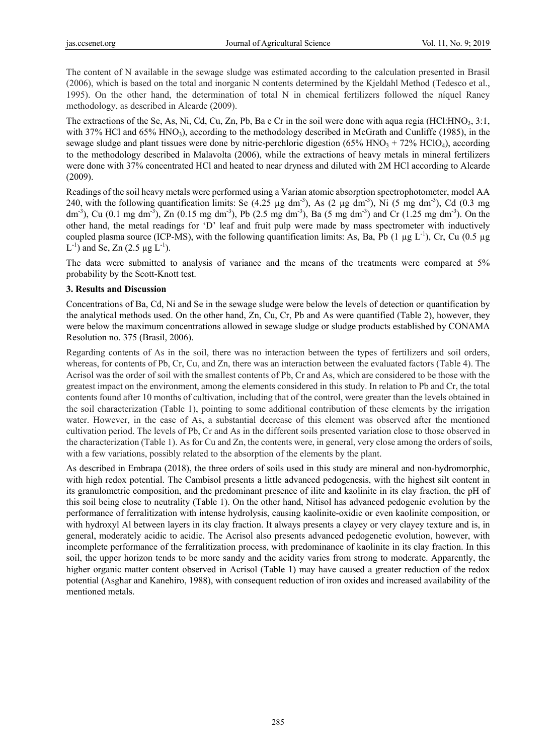The content of N available in the sewage sludge was estimated according to the calculation presented in Brasil (2006), which is based on the total and inorganic N contents determined by the Kjeldahl Method (Tedesco et al., 1995). On the other hand, the determination of total N in chemical fertilizers followed the níquel Raney methodology, as described in Alcarde (2009).

The extractions of the Se, As, Ni, Cd, Cu, Zn, Pb, Ba e Cr in the soil were done with aqua regia ($HCl$:$HNO_3$, 3:1, with 37% $HCl$ and 65% $HNO_3$), according to the methodology described in McGrath and Cunliffe (1985), in the sewage sludge and plant tissues were done by nitric-perchloric digestion (65% $HNO_3$ + 72% $HClO_4$), according to the methodology described in Malavolta (2006), while the extractions of heavy metals in mineral fertilizers were done with 37% concentrated HCl and heated to near dryness and diluted with 2M HCl according to Alcarde (2009).

Readings of the soil heavy metals were performed using a Varian atomic absorption spectrophotometer, model AA 240, with the following quantification limits: Se (4.25 µg $dm^{-3}$), As (2 µg $dm^{-3}$), Ni (5 mg $dm^{-3}$), Cd (0.3 mg $dm^{-3}$), Cu (0.1 mg $dm^{-3}$), Zn (0.15 mg $dm^{-3}$), Pb (2.5 mg $dm^{-3}$), Ba (5 mg $dm^{-3}$) and Cr (1.25 mg $dm^{-3}$). On the other hand, the metal readings for 'D' leaf and fruit pulp were made by mass spectrometer with inductively coupled plasma source (ICP-MS), with the following quantification limits: As, Ba, Pb (1 µg $L^{-1}$), Cr, Cu (0.5 µg $L^{-1}$) and Se, Zn (2.5 µg $L^{-1}$).

The data were submitted to analysis of variance and the means of the treatments were compared at 5% probability by the Scott-Knott test.

## 3. Results and Discussion

Concentrations of Ba, Cd, Ni and Se in the sewage sludge were below the levels of detection or quantification by the analytical methods used. On the other hand, Zn, Cu, Cr, Pb and As were quantified (Table 2), however, they were below the maximum concentrations allowed in sewage sludge or sludge products established by CONAMA Resolution no. 375 (Brasil, 2006).

Regarding contents of As in the soil, there was no interaction between the types of fertilizers and soil orders, whereas, for contents of Pb, Cr, Cu, and Zn, there was an interaction between the evaluated factors (Table 4). The Acrisol was the order of soil with the smallest contents of Pb, Cr and As, which are considered to be those with the greatest impact on the environment, among the elements considered in this study. In relation to Pb and Cr, the total contents found after 10 months of cultivation, including that of the control, were greater than the levels obtained in the soil characterization (Table 1), pointing to some additional contribution of these elements by the irrigation water. However, in the case of As, a substantial decrease of this element was observed after the mentioned cultivation period. The levels of Pb, Cr and As in the different soils presented variation close to those observed in the characterization (Table 1). As for Cu and Zn, the contents were, in general, very close among the orders of soils, with a few variations, possibly related to the absorption of the elements by the plant.

As described in Embrapa (2018), the three orders of soils used in this study are mineral and non-hydromorphic, with high redox potential. The Cambisol presents a little advanced pedogenesis, with the highest silt content in its granulometric composition, and the predominant presence of ilite and kaolinite in its clay fraction, the pH of this soil being close to neutrality (Table 1). On the other hand, Nitisol has advanced pedogenic evolution by the performance of ferralitization with intense hydrolysis, causing kaolinite-oxidic or even kaolinite composition, or with hydroxyl Al between layers in its clay fraction. It always presents a clayey or very clayey texture and is, in general, moderately acidic to acidic. The Acrisol also presents advanced pedogenetic evolution, however, with incomplete performance of the ferralitization process, with predominance of kaolinite in its clay fraction. In this soil, the upper horizon tends to be more sandy and the acidity varies from strong to moderate. Apparently, the higher organic matter content observed in Acrisol (Table 1) may have caused a greater reduction of the redox potential (Asghar and Kanehiro, 1988), with consequent reduction of iron oxides and increased availability of the mentioned metals.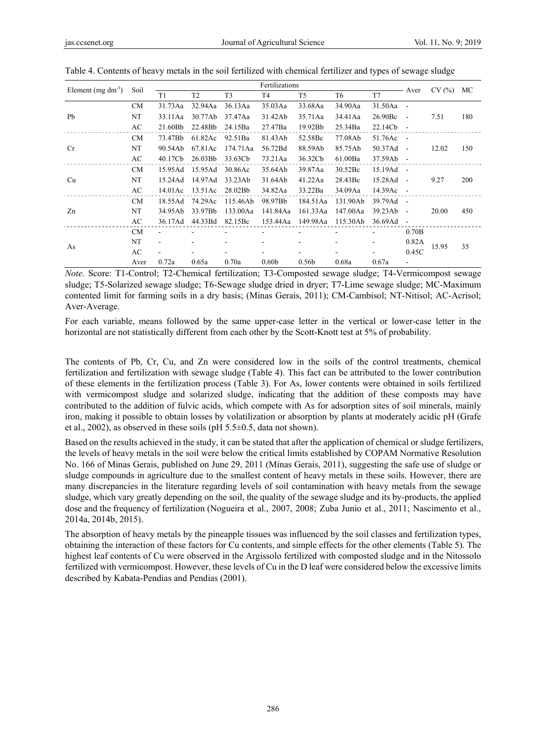Table 4. Contents of heavy metals in the soil fertilized with chemical fertilizer and types of sewage sludge

| Element (mg $dm^{-3}$) | Soil | Fertilizations | | | | | | | Aver | CV (%) | MC |
|---|---|---|---|---|---|---|---|---|---|---|---|
| | | T1 | T2 | T3 | T4 | T5 | T6 | T7 | | | |
| Pb | CM | 31.73Aa | 32.94Aa | 36.13Aa | 35.03Aa | 33.68Aa | 34.90Aa | 31.50Aa | - | 7.51 | 180 |
| | NT | 33.11Aa | 30.77Ab | 37.47Aa | 31.42Ab | 35.71Aa | 34.41Aa | 26.90Bc | - | | |
| | AC | 21.60Bb | 22.48Bb | 24.15Ba | 27.47Ba | 19.92Bb | 25.34Ba | 22.14Cb | - | | |
| Cr | CM | 73.47Bb | 61.82Ac | 92.51Ba | 81.43Ab | 52.58Bc | 77.08Ab | 51.76Ac | - | 12.02 | 150 |
| | NT | 90.54Ab | 67.81Ac | 174.71Aa | 56.72Bd | 88.59Ab | 85.75Ab | 50.37Ad | - | | |
| | AC | 40.17Cb | 26.03Bb | 33.63Cb | 73.21Aa | 36.32Cb | 61.00Ba | 37.59Ab | - | | |
| Cu | CM | 15.95Ad | 15.95Ad | 30.86Ac | 35.64Ab | 39.87Aa | 30.52Bc | 15.19Ad | - | 9.27 | 200 |
| | NT | 15.24Ad | 14.97Ad | 33.23Ab | 31.64Ab | 41.22Aa | 28.43Bc | 15.28Ad | - | | |
| | AC | 14.01Ac | 13.51Ac | 28.02Bb | 34.82Aa | 33.22Ba | 34.09Aa | 14.39Ac | - | | |
| Zn | CM | 18.55Ad | 74.29Ac | 115.46Ab | 98.97Bb | 184.51Aa | 131.90Ab | 39.79Ad | - | 20.00 | 450 |
| | NT | 34.95Ab | 33.97Bb | 133.00Aa | 141.84Aa | 161.33Aa | 147.00Aa | 39.23Ab | - | | |
| | AC | 36.17Ad | 44.33Bd | 82.15Bc | 153.44Aa | 149.98Aa | 115.30Ab | 36.69Ad | - | | |
| As | CM | - | - | - | - | - | - | - | 0.70B | 15.95 | 35 |
| | NT | - | - | - | - | - | - | - | 0.82A | | |
| | AC | - | - | - | - | - | - | - | 0.45C | | |
| | Aver | 0.72a | 0.65a | 0.70a | 0.60b | 0.56b | 0.68a | 0.67a | - | | |

*Note*. Score: T1-Control; T2-Chemical fertilization; T3-Composted sewage sludge; T4-Vermicompost sewage sludge; T5-Solarized sewage sludge; T6-Sewage sludge dried in dryer; T7-Lime sewage sludge; MC-Maximum contented limit for farming soils in a dry basis; (Minas Gerais, 2011); CM-Cambisol; NT-Nitisol; AC-Acrisol; Aver-Average.

For each variable, means followed by the same upper-case letter in the vertical or lower-case letter in the horizontal are not statistically different from each other by the Scott-Knott test at 5% of probability.

The contents of Pb, Cr, Cu, and Zn were considered low in the soils of the control treatments, chemical fertilization and fertilization with sewage sludge (Table 4). This fact can be attributed to the lower contribution of these elements in the fertilization process (Table 3). For As, lower contents were obtained in soils fertilized with vermicompost sludge and solarized sludge, indicating that the addition of these composts may have contributed to the addition of fulvic acids, which compete with As for adsorption sites of soil minerals, mainly iron, making it possible to obtain losses by volatilization or absorption by plants at moderately acidic pH (Grafe et al., 2002), as observed in these soils (pH 5.5±0.5, data not shown).

Based on the results achieved in the study, it can be stated that after the application of chemical or sludge fertilizers, the levels of heavy metals in the soil were below the critical limits established by COPAM Normative Resolution No. 166 of Minas Gerais, published on June 29, 2011 (Minas Gerais, 2011), suggesting the safe use of sludge or sludge compounds in agriculture due to the smallest content of heavy metals in these soils. However, there are many discrepancies in the literature regarding levels of soil contamination with heavy metals from the sewage sludge, which vary greatly depending on the soil, the quality of the sewage sludge and its by-products, the applied dose and the frequency of fertilization (Nogueira et al., 2007, 2008; Zuba Junio et al., 2011; Nascimento et al., 2014a, 2014b, 2015).

The absorption of heavy metals by the pineapple tissues was influenced by the soil classes and fertilization types, obtaining the interaction of these factors for Cu contents, and simple effects for the other elements (Table 5). The highest leaf contents of Cu were observed in the Argissolo fertilized with composted sludge and in the Nitossolo fertilized with vermicompost. However, these levels of Cu in the D leaf were considered below the excessive limits described by Kabata-Pendias and Pendias (2001).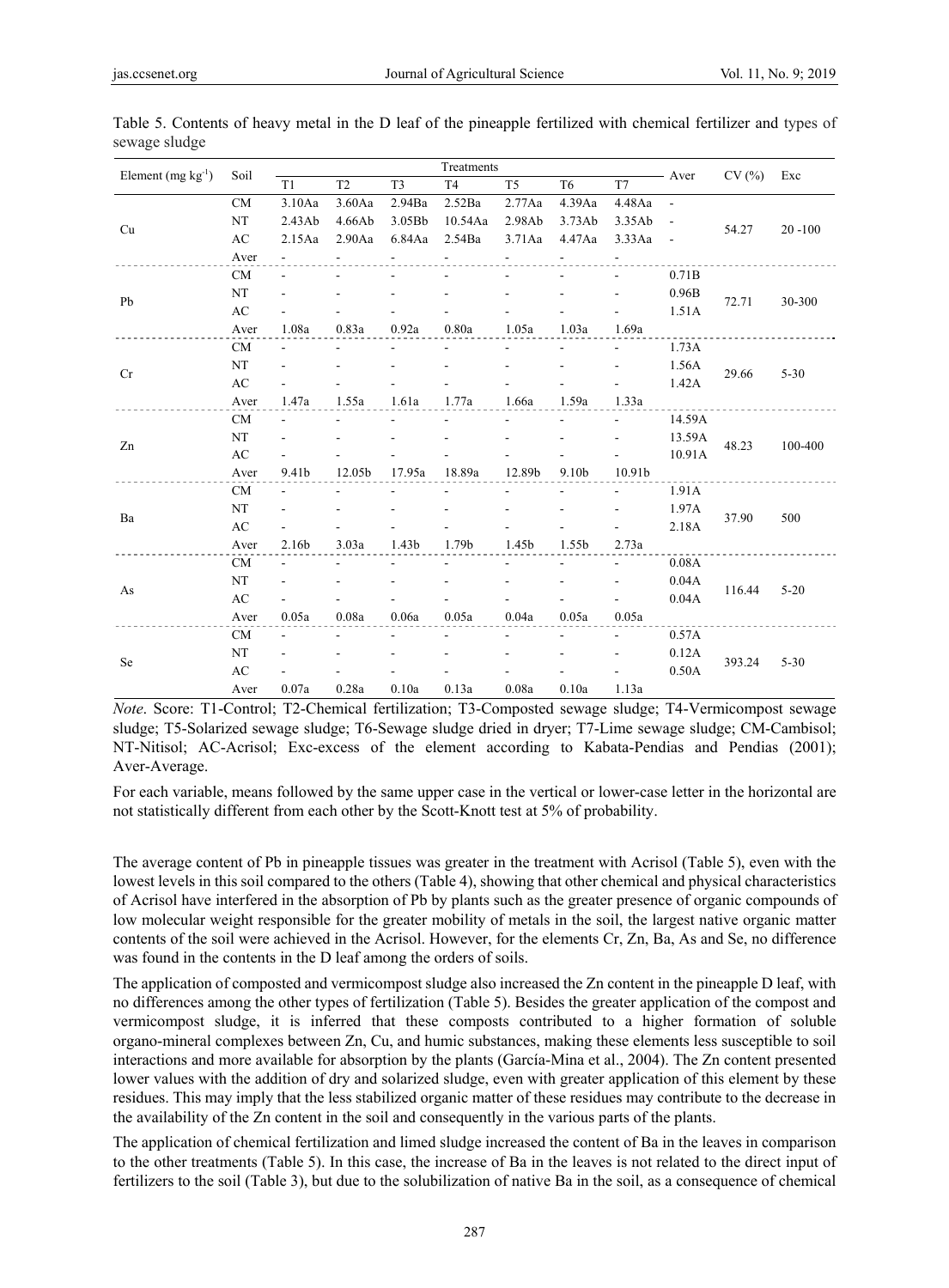Table 5. Contents of heavy metal in the D leaf of the pineapple fertilized with chemical fertilizer and types of sewage sludge

| Element (mg kg$^{-1}$) | Soil | Treatments | | | | | | | Aver | CV (%) | Exc |
|---|---|---|---|---|---|---|---|---|---|---|---|
| | | T1 | T2 | T3 | T4 | T5 | T6 | T7 | | | |
| Cu | CM | 3.10Aa | 3.60Aa | 2.94Ba | 2.52Ba | 2.77Aa | 4.39Aa | 4.48Aa | - | 54.27 | 20 -100 |
| | NT | 2.43Ab | 4.66Ab | 3.05Bb | 10.54Aa | 2.98Ab | 3.73Ab | 3.35Ab | - | | |
| | AC | 2.15Aa | 2.90Aa | 6.84Aa | 2.54Ba | 3.71Aa | 4.47Aa | 3.33Aa | - | | |
| | Aver | - | - | - | - | - | - | - | | | |
| Pb | CM | - | - | - | - | - | - | - | 0.71B | 72.71 | 30-300 |
| | NT | - | - | - | - | - | - | - | 0.96B | | |
| | AC | - | - | - | - | - | - | - | 1.51A | | |
| | Aver | 1.08a | 0.83a | 0.92a | 0.80a | 1.05a | 1.03a | 1.69a | | | |
| Cr | CM | - | - | - | - | - | - | - | 1.73A | 29.66 | 5-30 |
| | NT | - | - | - | - | - | - | - | 1.56A | | |
| | AC | - | - | - | - | - | - | - | 1.42A | | |
| | Aver | 1.47a | 1.55a | 1.61a | 1.77a | 1.66a | 1.59a | 1.33a | | | |
| Zn | CM | - | - | - | - | - | - | - | 14.59A | 48.23 | 100-400 |
| | NT | - | - | - | - | - | - | - | 13.59A | | |
| | AC | - | - | - | - | - | - | - | 10.91A | | |
| | Aver | 9.41b | 12.05b | 17.95a | 18.89a | 12.89b | 9.10b | 10.91b | | | |
| Ba | CM | - | - | - | - | - | - | - | 1.91A | 37.90 | 500 |
| | NT | - | - | - | - | - | - | - | 1.97A | | |
| | AC | - | - | - | - | - | - | - | 2.18A | | |
| | Aver | 2.16b | 3.03a | 1.43b | 1.79b | 1.45b | 1.55b | 2.73a | | | |
| As | CM | - | - | - | - | - | - | - | 0.08A | 116.44 | 5-20 |
| | NT | - | - | - | - | - | - | - | 0.04A | | |
| | AC | - | - | - | - | - | - | - | 0.04A | | |
| | Aver | 0.05a | 0.08a | 0.06a | 0.05a | 0.04a | 0.05a | 0.05a | | | |
| Se | CM | - | - | - | - | - | - | - | 0.57A | 393.24 | 5-30 |
| | NT | - | - | - | - | - | - | - | 0.12A | | |
| | AC | - | - | - | - | - | - | - | 0.50A | | |
| | Aver | 0.07a | 0.28a | 0.10a | 0.13a | 0.08a | 0.10a | 1.13a | | | |

*Note*. Score: T1-Control; T2-Chemical fertilization; T3-Composted sewage sludge; T4-Vermicompost sewage sludge; T5-Solarized sewage sludge; T6-Sewage sludge dried in dryer; T7-Lime sewage sludge; CM-Cambisol; NT-Nitisol; AC-Acrisol; Exc-excess of the element according to Kabata-Pendias and Pendias (2001); Aver-Average.

For each variable, means followed by the same upper case in the vertical or lower-case letter in the horizontal are not statistically different from each other by the Scott-Knott test at 5% of probability.

The average content of Pb in pineapple tissues was greater in the treatment with Acrisol (Table 5), even with the lowest levels in this soil compared to the others (Table 4), showing that other chemical and physical characteristics of Acrisol have interfered in the absorption of Pb by plants such as the greater presence of organic compounds of low molecular weight responsible for the greater mobility of metals in the soil, the largest native organic matter contents of the soil were achieved in the Acrisol. However, for the elements Cr, Zn, Ba, As and Se, no difference was found in the contents in the D leaf among the orders of soils.

The application of composted and vermicompost sludge also increased the Zn content in the pineapple D leaf, with no differences among the other types of fertilization (Table 5). Besides the greater application of the compost and vermicompost sludge, it is inferred that these composts contributed to a higher formation of soluble organo-mineral complexes between Zn, Cu, and humic substances, making these elements less susceptible to soil interactions and more available for absorption by the plants (García-Mina et al., 2004). The Zn content presented lower values with the addition of dry and solarized sludge, even with greater application of this element by these residues. This may imply that the less stabilized organic matter of these residues may contribute to the decrease in the availability of the Zn content in the soil and consequently in the various parts of the plants.

The application of chemical fertilization and limed sludge increased the content of Ba in the leaves in comparison to the other treatments (Table 5). In this case, the increase of Ba in the leaves is not related to the direct input of fertilizers to the soil (Table 3), but due to the solubilization of native Ba in the soil, as a consequence of chemical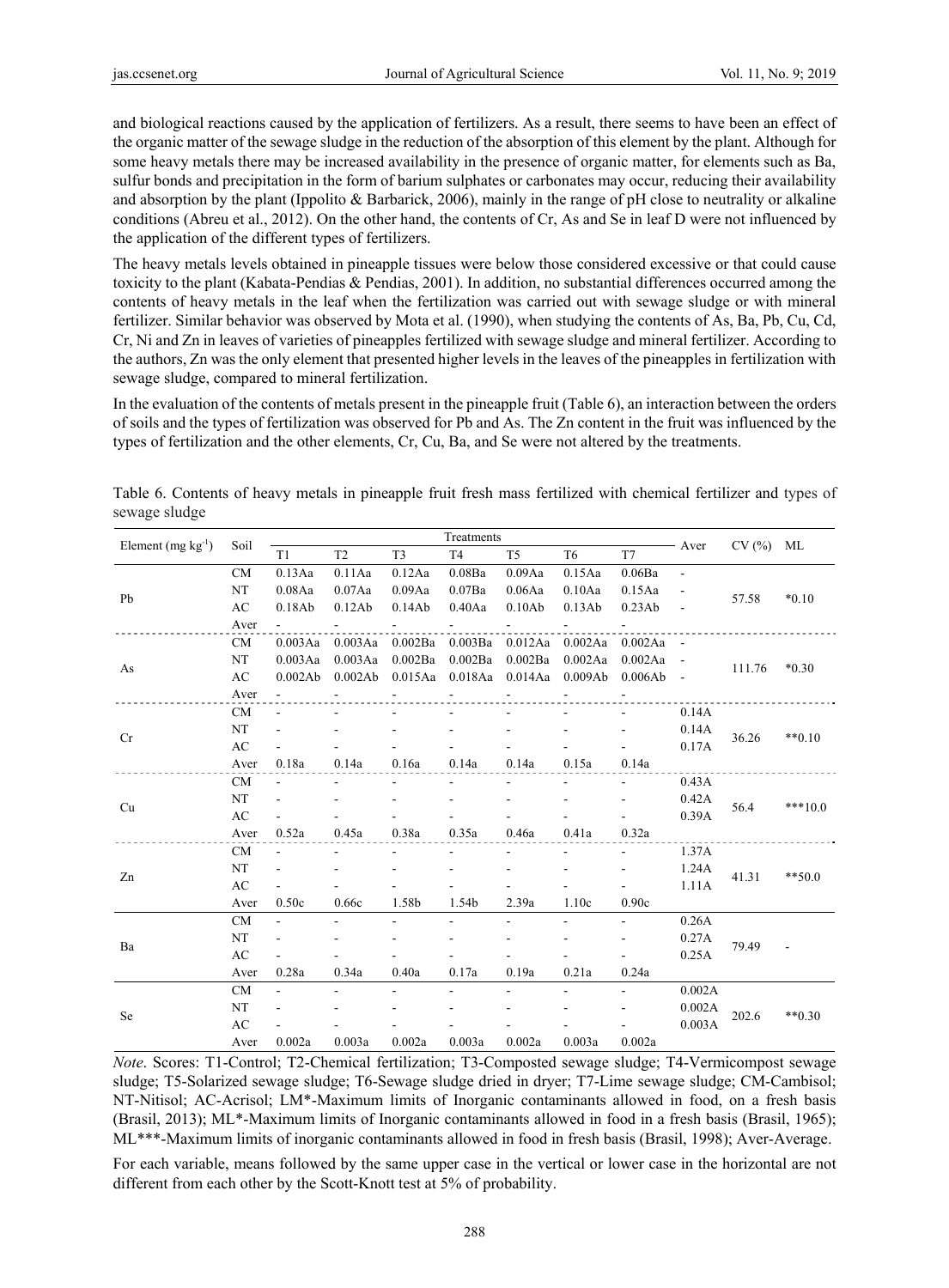and biological reactions caused by the application of fertilizers. As a result, there seems to have been an effect of the organic matter of the sewage sludge in the reduction of the absorption of this element by the plant. Although for some heavy metals there may be increased availability in the presence of organic matter, for elements such as Ba, sulfur bonds and precipitation in the form of barium sulphates or carbonates may occur, reducing their availability and absorption by the plant (Ippolito & Barbarick, 2006), mainly in the range of pH close to neutrality or alkaline conditions (Abreu et al., 2012). On the other hand, the contents of Cr, As and Se in leaf D were not influenced by the application of the different types of fertilizers.

The heavy metals levels obtained in pineapple tissues were below those considered excessive or that could cause toxicity to the plant (Kabata-Pendias & Pendias, 2001). In addition, no substantial differences occurred among the contents of heavy metals in the leaf when the fertilization was carried out with sewage sludge or with mineral fertilizer. Similar behavior was observed by Mota et al. (1990), when studying the contents of As, Ba, Pb, Cu, Cd, Cr, Ni and Zn in leaves of varieties of pineapples fertilized with sewage sludge and mineral fertilizer. According to the authors, Zn was the only element that presented higher levels in the leaves of the pineapples in fertilization with sewage sludge, compared to mineral fertilization.

In the evaluation of the contents of metals present in the pineapple fruit (Table 6), an interaction between the orders of soils and the types of fertilization was observed for Pb and As. The Zn content in the fruit was influenced by the types of fertilization and the other elements, Cr, Cu, Ba, and Se were not altered by the treatments.

Table 6. Contents of heavy metals in pineapple fruit fresh mass fertilized with chemical fertilizer and types of sewage sludge

| Element (mg kg$^{-1}$) | Soil | Treatments | | | | | | | Aver | CV (%) | ML |
|---|---|---|---|---|---|---|---|---|---|---|---|
| | | T1 | T2 | T3 | T4 | T5 | T6 | T7 | | | |
| Pb | CM | 0.13Aa | 0.11Aa | 0.12Aa | 0.08Ba | 0.09Aa | 0.15Aa | 0.06Ba | - | 57.58 | *0.10 |
| | NT | 0.08Aa | 0.07Aa | 0.09Aa | 0.07Ba | 0.06Aa | 0.10Aa | 0.15Aa | - | | |
| | AC | 0.18Ab | 0.12Ab | 0.14Ab | 0.40Aa | 0.10Ab | 0.13Ab | 0.23Ab | - | | |
| | Aver | - | - | - | - | - | - | - | | | |
| As | CM | 0.003Aa | 0.003Aa | 0.002Ba | 0.003Ba | 0.012Aa | 0.002Aa | 0.002Aa | - | 111.76 | *0.30 |
| | NT | 0.003Aa | 0.003Aa | 0.002Ba | 0.002Ba | 0.002Ba | 0.002Aa | 0.002Aa | - | | |
| | AC | 0.002Ab | 0.002Ab | 0.015Aa | 0.018Aa | 0.014Aa | 0.009Ab | 0.006Ab | - | | |
| | Aver | - | - | - | - | - | - | - | | | |
| Cr | CM | - | - | - | - | - | - | - | 0.14A | 36.26 | **0.10 |
| | NT | - | - | - | - | - | - | - | 0.14A | | |
| | AC | - | - | - | - | - | - | - | 0.17A | | |
| | Aver | 0.18a | 0.14a | 0.16a | 0.14a | 0.14a | 0.15a | 0.14a | | | |
| Cu | CM | - | - | - | - | - | - | - | 0.43A | 56.4 | ***10.0 |
| | NT | - | - | - | - | - | - | - | 0.42A | | |
| | AC | - | - | - | - | - | - | - | 0.39A | | |
| | Aver | 0.52a | 0.45a | 0.38a | 0.35a | 0.46a | 0.41a | 0.32a | | | |
| Zn | CM | - | - | - | - | - | - | - | 1.37A | 41.31 | **50.0 |
| | NT | - | - | - | - | - | - | - | 1.24A | | |
| | AC | - | - | - | - | - | - | - | 1.11A | | |
| | Aver | 0.50c | 0.66c | 1.58b | 1.54b | 2.39a | 1.10c | 0.90c | | | |
| Ba | CM | - | - | - | - | - | - | - | 0.26A | 79.49 | - |
| | NT | - | - | - | - | - | - | - | 0.27A | | |
| | AC | - | - | - | - | - | - | - | 0.25A | | |
| | Aver | 0.28a | 0.34a | 0.40a | 0.17a | 0.19a | 0.21a | 0.24a | | | |
| Se | CM | - | - | - | - | - | - | - | 0.002A | 202.6 | **0.30 |
| | NT | - | - | - | - | - | - | - | 0.002A | | |
| | AC | - | - | - | - | - | - | - | 0.003A | | |
| | Aver | 0.002a | 0.003a | 0.002a | 0.003a | 0.002a | 0.003a | 0.002a | | | |

*Note*. Scores: T1-Control; T2-Chemical fertilization; T3-Composted sewage sludge; T4-Vermicompost sewage sludge; T5-Solarized sewage sludge; T6-Sewage sludge dried in dryer; T7-Lime sewage sludge; CM-Cambisol; NT-Nitisol; AC-Acrisol; LM*-Maximum limits of Inorganic contaminants allowed in food, on a fresh basis (Brasil, 2013); ML*-Maximum limits of Inorganic contaminants allowed in food in a fresh basis (Brasil, 1965); ML***-Maximum limits of inorganic contaminants allowed in food in fresh basis (Brasil, 1998); Aver-Average.

For each variable, means followed by the same upper case in the vertical or lower case in the horizontal are not different from each other by the Scott-Knott test at 5% of probability.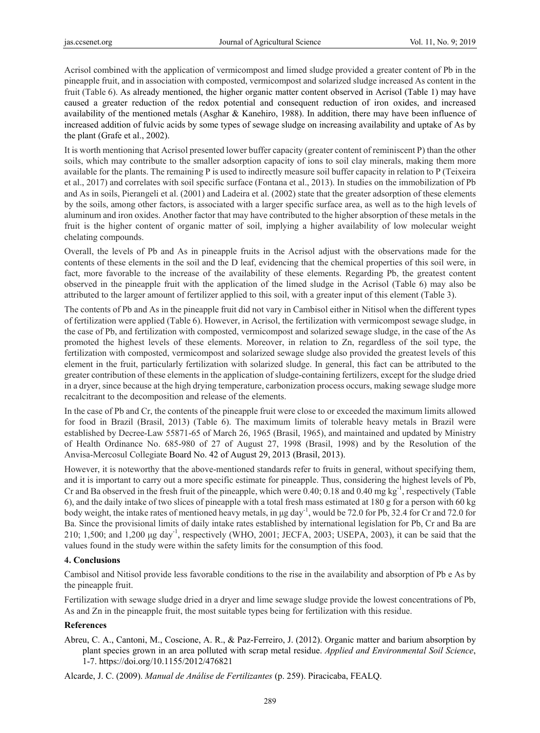Acrisol combined with the application of vermicompost and limed sludge provided a greater content of Pb in the pineapple fruit, and in association with composted, vermicompost and solarized sludge increased As content in the fruit (Table 6). As already mentioned, the higher organic matter content observed in Acrisol (Table 1) may have caused a greater reduction of the redox potential and consequent reduction of iron oxides, and increased availability of the mentioned metals (Asghar & Kanehiro, 1988). In addition, there may have been influence of increased addition of fulvic acids by some types of sewage sludge on increasing availability and uptake of As by the plant (Grafe et al., 2002).

It is worth mentioning that Acrisol presented lower buffer capacity (greater content of reminiscent P) than the other soils, which may contribute to the smaller adsorption capacity of ions to soil clay minerals, making them more available for the plants. The remaining P is used to indirectly measure soil buffer capacity in relation to P (Teixeira et al., 2017) and correlates with soil specific surface (Fontana et al., 2013). In studies on the immobilization of Pb and As in soils, Pierangeli et al. (2001) and Ladeira et al. (2002) state that the greater adsorption of these elements by the soils, among other factors, is associated with a larger specific surface area, as well as to the high levels of aluminum and iron oxides. Another factor that may have contributed to the higher absorption of these metals in the fruit is the higher content of organic matter of soil, implying a higher availability of low molecular weight chelating compounds.

Overall, the levels of Pb and As in pineapple fruits in the Acrisol adjust with the observations made for the contents of these elements in the soil and the D leaf, evidencing that the chemical properties of this soil were, in fact, more favorable to the increase of the availability of these elements. Regarding Pb, the greatest content observed in the pineapple fruit with the application of the limed sludge in the Acrisol (Table 6) may also be attributed to the larger amount of fertilizer applied to this soil, with a greater input of this element (Table 3).

The contents of Pb and As in the pineapple fruit did not vary in Cambisol either in Nitisol when the different types of fertilization were applied (Table 6). However, in Acrisol, the fertilization with vermicompost sewage sludge, in the case of Pb, and fertilization with composted, vermicompost and solarized sewage sludge, in the case of the As promoted the highest levels of these elements. Moreover, in relation to Zn, regardless of the soil type, the fertilization with composted, vermicompost and solarized sewage sludge also provided the greatest levels of this element in the fruit, particularly fertilization with solarized sludge. In general, this fact can be attributed to the greater contribution of these elements in the application of sludge-containing fertilizers, except for the sludge dried in a dryer, since because at the high drying temperature, carbonization process occurs, making sewage sludge more recalcitrant to the decomposition and release of the elements.

In the case of Pb and Cr, the contents of the pineapple fruit were close to or exceeded the maximum limits allowed for food in Brazil (Brasil, 2013) (Table 6). The maximum limits of tolerable heavy metals in Brazil were established by Decree-Law 55871-65 of March 26, 1965 (Brasil, 1965), and maintained and updated by Ministry of Health Ordinance No. 685-980 of 27 of August 27, 1998 (Brasil, 1998) and by the Resolution of the Anvisa-Mercosul Collegiate Board No. 42 of August 29, 2013 (Brasil, 2013).

However, it is noteworthy that the above-mentioned standards refer to fruits in general, without specifying them, and it is important to carry out a more specific estimate for pineapple. Thus, considering the highest levels of Pb, Cr and Ba observed in the fresh fruit of the pineapple, which were 0.40; 0.18 and 0.40 mg $kg^{-1}$, respectively (Table 6), and the daily intake of two slices of pineapple with a total fresh mass estimated at 180 g for a person with 60 kg body weight, the intake rates of mentioned heavy metals, in µg $day^{-1}$, would be 72.0 for Pb, 32.4 for Cr and 72.0 for Ba. Since the provisional limits of daily intake rates established by international legislation for Pb, Cr and Ba are 210; 1,500; and 1,200 µg $day^{-1}$, respectively (WHO, 2001; JECFA, 2003; USEPA, 2003), it can be said that the values found in the study were within the safety limits for the consumption of this food.

## 4. Conclusions

Cambisol and Nitisol provide less favorable conditions to the rise in the availability and absorption of Pb e As by the pineapple fruit.

Fertilization with sewage sludge dried in a dryer and lime sewage sludge provide the lowest concentrations of Pb, As and Zn in the pineapple fruit, the most suitable types being for fertilization with this residue.

## References

Abreu, C. A., Cantoni, M., Coscione, A. R., & Paz-Ferreiro, J. (2012). Organic matter and barium absorption by plant species grown in an area polluted with scrap metal residue. *Applied and Environmental Soil Science*, 1-7. https://doi.org/10.1155/2012/476821

Alcarde, J. C. (2009). *Manual de Análise de Fertilizantes* (p. 259). Piracicaba, FEALQ.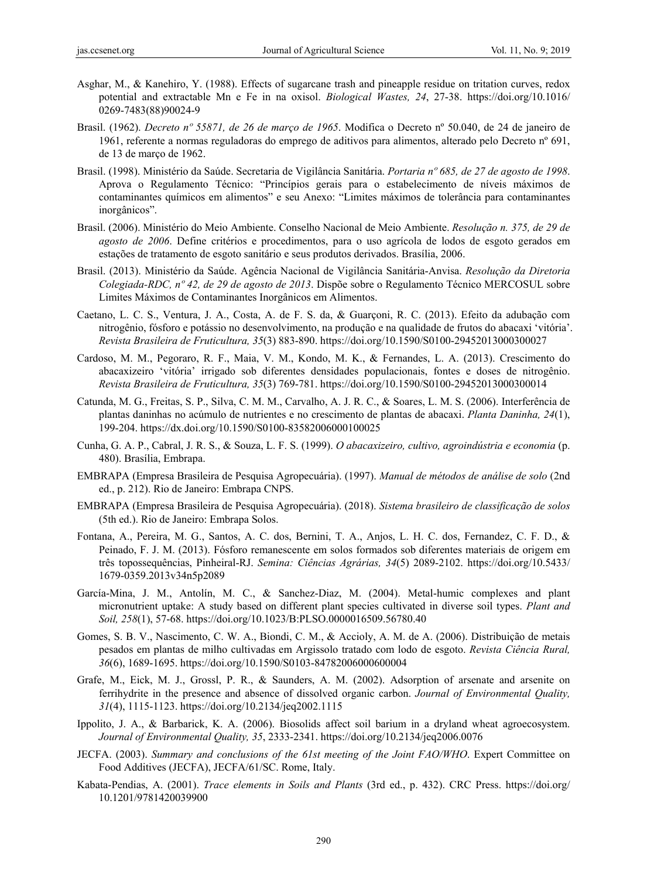Asghar, M., & Kanehiro, Y. (1988). Effects of sugarcane trash and pineapple residue on tritation curves, redox potential and extractable Mn e Fe in na oxisol. *Biological Wastes, 24*, 27-38. https://doi.org/10.1016/0269-7483(88)90024-9

Brasil. (1962). *Decreto nº 55871, de 26 de março de 1965*. Modifica o Decreto nº 50.040, de 24 de janeiro de 1961, referente a normas reguladoras do emprego de aditivos para alimentos, alterado pelo Decreto nº 691, de 13 de março de 1962.

Brasil. (1998). Ministério da Saúde. Secretaria de Vigilância Sanitária. *Portaria nº 685, de 27 de agosto de 1998*. Aprova o Regulamento Técnico: "Princípios gerais para o estabelecimento de níveis máximos de contaminantes químicos em alimentos" e seu Anexo: "Limites máximos de tolerância para contaminantes inorgânicos".

Brasil. (2006). Ministério do Meio Ambiente. Conselho Nacional de Meio Ambiente. *Resolução n. 375, de 29 de agosto de 2006*. Define critérios e procedimentos, para o uso agrícola de lodos de esgoto gerados em estações de tratamento de esgoto sanitário e seus produtos derivados. Brasília, 2006.

Brasil. (2013). Ministério da Saúde. Agência Nacional de Vigilância Sanitária-Anvisa. *Resolução da Diretoria Colegiada-RDC, nº 42, de 29 de agosto de 2013*. Dispõe sobre o Regulamento Técnico MERCOSUL sobre Limites Máximos de Contaminantes Inorgânicos em Alimentos.

Caetano, L. C. S., Ventura, J. A., Costa, A. de F. S. da, & Guarçoni, R. C. (2013). Efeito da adubação com nitrogênio, fósforo e potássio no desenvolvimento, na produção e na qualidade de frutos do abacaxi 'vitória'. *Revista Brasileira de Fruticultura, 35*(3) 883-890. https://doi.org/10.1590/S0100-29452013000300027

Cardoso, M. M., Pegoraro, R. F., Maia, V. M., Kondo, M. K., & Fernandes, L. A. (2013). Crescimento do abacaxizeiro 'vitória' irrigado sob diferentes densidades populacionais, fontes e doses de nitrogênio. *Revista Brasileira de Fruticultura, 35*(3) 769-781. https://doi.org/10.1590/S0100-29452013000300014

Catunda, M. G., Freitas, S. P., Silva, C. M. M., Carvalho, A. J. R. C., & Soares, L. M. S. (2006). Interferência de plantas daninhas no acúmulo de nutrientes e no crescimento de plantas de abacaxi. *Planta Daninha, 24*(1), 199-204. https://dx.doi.org/10.1590/S0100-83582006000100025

Cunha, G. A. P., Cabral, J. R. S., & Souza, L. F. S. (1999). *O abacaxizeiro, cultivo, agroindústria e economia* (p. 480). Brasília, Embrapa.

EMBRAPA (Empresa Brasileira de Pesquisa Agropecuária). (1997). *Manual de métodos de análise de solo* (2nd ed., p. 212). Rio de Janeiro: Embrapa CNPS.

EMBRAPA (Empresa Brasileira de Pesquisa Agropecuária). (2018). *Sistema brasileiro de classificação de solos* (5th ed.). Rio de Janeiro: Embrapa Solos.

Fontana, A., Pereira, M. G., Santos, A. C. dos, Bernini, T. A., Anjos, L. H. C. dos, Fernandez, C. F. D., & Peinado, F. J. M. (2013). Fósforo remanescente em solos formados sob diferentes materiais de origem em três topossequências, Pinheiral-RJ. *Semina: Ciências Agrárias, 34*(5) 2089-2102. https://doi.org/10.5433/1679-0359.2013v34n5p2089

García-Mina, J. M., Antolín, M. C., & Sanchez-Diaz, M. (2004). Metal-humic complexes and plant micronutrient uptake: A study based on different plant species cultivated in diverse soil types. *Plant and Soil, 258*(1), 57-68. https://doi.org/10.1023/B:PLSO.0000016509.56780.40

Gomes, S. B. V., Nascimento, C. W. A., Biondi, C. M., & Accioly, A. M. de A. (2006). Distribuição de metais pesados em plantas de milho cultivadas em Argissolo tratado com lodo de esgoto. *Revista Ciência Rural, 36*(6), 1689-1695. https://doi.org/10.1590/S0103-84782006000600004

Grafe, M., Eick, M. J., Grossl, P. R., & Saunders, A. M. (2002). Adsorption of arsenate and arsenite on ferrihydrite in the presence and absence of dissolved organic carbon. *Journal of Environmental Quality, 31*(4), 1115-1123. https://doi.org/10.2134/jeq2002.1115

Ippolito, J. A., & Barbarick, K. A. (2006). Biosolids affect soil barium in a dryland wheat agroecosystem. *Journal of Environmental Quality, 35*, 2333-2341. https://doi.org/10.2134/jeq2006.0076

JECFA. (2003). *Summary and conclusions of the 61st meeting of the Joint FAO/WHO*. Expert Committee on Food Additives (JECFA), JECFA/61/SC. Rome, Italy.

Kabata-Pendias, A. (2001). *Trace elements in Soils and Plants* (3rd ed., p. 432). CRC Press. https://doi.org/10.1201/9781420039900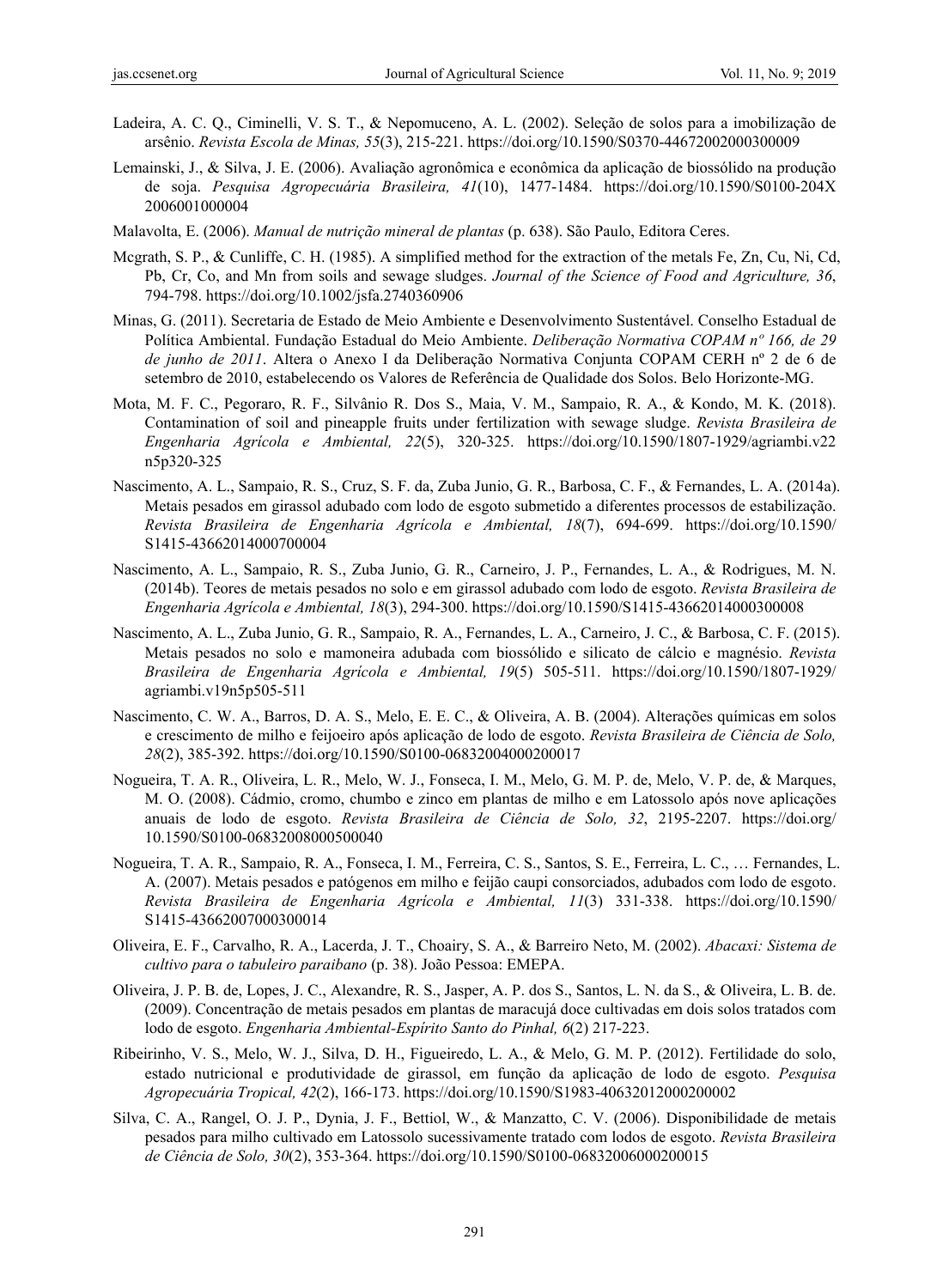Ladeira, A. C. Q., Ciminelli, V. S. T., & Nepomuceno, A. L. (2002). Seleção de solos para a imobilização de arsênio. *Revista Escola de Minas, 55*(3), 215-221. https://doi.org/10.1590/S0370-44672002000300009

Lemainski, J., & Silva, J. E. (2006). Avaliação agronômica e econômica da aplicação de biossólido na produção de soja. *Pesquisa Agropecuária Brasileira, 41*(10), 1477-1484. https://doi.org/10.1590/S0100-204X2006001000004

Malavolta, E. (2006). *Manual de nutrição mineral de plantas* (p. 638). São Paulo, Editora Ceres.

Mcgrath, S. P., & Cunliffe, C. H. (1985). A simplified method for the extraction of the metals Fe, Zn, Cu, Ni, Cd, Pb, Cr, Co, and Mn from soils and sewage sludges. *Journal of the Science of Food and Agriculture, 36*, 794-798. https://doi.org/10.1002/jsfa.2740360906

Minas, G. (2011). Secretaria de Estado de Meio Ambiente e Desenvolvimento Sustentável. Conselho Estadual de Política Ambiental. Fundação Estadual do Meio Ambiente. *Deliberação Normativa COPAM nº 166, de 29 de junho de 2011*. Altera o Anexo I da Deliberação Normativa Conjunta COPAM CERH nº 2 de 6 de setembro de 2010, estabelecendo os Valores de Referência de Qualidade dos Solos. Belo Horizonte-MG.

Mota, M. F. C., Pegoraro, R. F., Silvânio R. Dos S., Maia, V. M., Sampaio, R. A., & Kondo, M. K. (2018). Contamination of soil and pineapple fruits under fertilization with sewage sludge. *Revista Brasileira de Engenharia Agrícola e Ambiental, 22*(5), 320-325. https://doi.org/10.1590/1807-1929/agriambi.v22n5p320-325

Nascimento, A. L., Sampaio, R. S., Cruz, S. F. da, Zuba Junio, G. R., Barbosa, C. F., & Fernandes, L. A. (2014a). Metais pesados em girassol adubado com lodo de esgoto submetido a diferentes processos de estabilização. *Revista Brasileira de Engenharia Agrícola e Ambiental, 18*(7), 694-699. https://doi.org/10.1590/S1415-43662014000700004

Nascimento, A. L., Sampaio, R. S., Zuba Junio, G. R., Carneiro, J. P., Fernandes, L. A., & Rodrigues, M. N. (2014b). Teores de metais pesados no solo e em girassol adubado com lodo de esgoto. *Revista Brasileira de Engenharia Agrícola e Ambiental, 18*(3), 294-300. https://doi.org/10.1590/S1415-43662014000300008

Nascimento, A. L., Zuba Junio, G. R., Sampaio, R. A., Fernandes, L. A., Carneiro, J. C., & Barbosa, C. F. (2015). Metais pesados no solo e mamoneira adubada com biossólido e silicato de cálcio e magnésio. *Revista Brasileira de Engenharia Agrícola e Ambiental, 19*(5) 505-511. https://doi.org/10.1590/1807-1929/agriambi.v19n5p505-511

Nascimento, C. W. A., Barros, D. A. S., Melo, E. E. C., & Oliveira, A. B. (2004). Alterações químicas em solos e crescimento de milho e feijoeiro após aplicação de lodo de esgoto. *Revista Brasileira de Ciência de Solo, 28*(2), 385-392. https://doi.org/10.1590/S0100-06832004000200017

Nogueira, T. A. R., Oliveira, L. R., Melo, W. J., Fonseca, I. M., Melo, G. M. P. de, Melo, V. P. de, & Marques, M. O. (2008). Cádmio, cromo, chumbo e zinco em plantas de milho e em Latossolo após nove aplicações anuais de lodo de esgoto. *Revista Brasileira de Ciência de Solo, 32*, 2195-2207. https://doi.org/10.1590/S0100-06832008000500040

Nogueira, T. A. R., Sampaio, R. A., Fonseca, I. M., Ferreira, C. S., Santos, S. E., Ferreira, L. C., … Fernandes, L. A. (2007). Metais pesados e patógenos em milho e feijão caupi consorciados, adubados com lodo de esgoto. *Revista Brasileira de Engenharia Agrícola e Ambiental, 11*(3) 331-338. https://doi.org/10.1590/S1415-43662007000300014

Oliveira, E. F., Carvalho, R. A., Lacerda, J. T., Choairy, S. A., & Barreiro Neto, M. (2002). *Abacaxi: Sistema de cultivo para o tabuleiro paraibano* (p. 38). João Pessoa: EMEPA.

Oliveira, J. P. B. de, Lopes, J. C., Alexandre, R. S., Jasper, A. P. dos S., Santos, L. N. da S., & Oliveira, L. B. de. (2009). Concentração de metais pesados em plantas de maracujá doce cultivadas em dois solos tratados com lodo de esgoto. *Engenharia Ambiental-Espírito Santo do Pinhal, 6*(2) 217-223.

Ribeirinho, V. S., Melo, W. J., Silva, D. H., Figueiredo, L. A., & Melo, G. M. P. (2012). Fertilidade do solo, estado nutricional e produtividade de girassol, em função da aplicação de lodo de esgoto. *Pesquisa Agropecuária Tropical, 42*(2), 166-173. https://doi.org/10.1590/S1983-40632012000200002

Silva, C. A., Rangel, O. J. P., Dynia, J. F., Bettiol, W., & Manzatto, C. V. (2006). Disponibilidade de metais pesados para milho cultivado em Latossolo sucessivamente tratado com lodos de esgoto. *Revista Brasileira de Ciência de Solo, 30*(2), 353-364. https://doi.org/10.1590/S0100-06832006000200015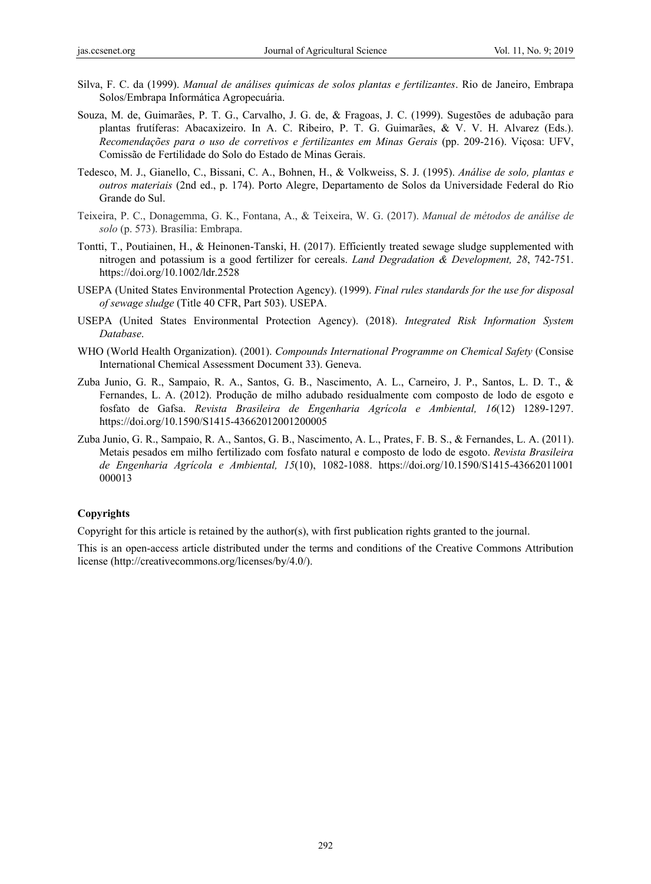Silva, F. C. da (1999). *Manual de análises químicas de solos plantas e fertilizantes*. Rio de Janeiro, Embrapa Solos/Embrapa Informática Agropecuária.

Souza, M. de, Guimarães, P. T. G., Carvalho, J. G. de, & Fragoas, J. C. (1999). Sugestões de adubação para plantas frutíferas: Abacaxizeiro. In A. C. Ribeiro, P. T. G. Guimarães, & V. V. H. Alvarez (Eds.). *Recomendações para o uso de corretivos e fertilizantes em Minas Gerais* (pp. 209-216). Viçosa: UFV, Comissão de Fertilidade do Solo do Estado de Minas Gerais.

Tedesco, M. J., Gianello, C., Bissani, C. A., Bohnen, H., & Volkweiss, S. J. (1995). *Análise de solo, plantas e outros materiais* (2nd ed., p. 174). Porto Alegre, Departamento de Solos da Universidade Federal do Rio Grande do Sul.

Teixeira, P. C., Donagemma, G. K., Fontana, A., & Teixeira, W. G. (2017). *Manual de métodos de análise de solo* (p. 573). Brasília: Embrapa.

Tontti, T., Poutiainen, H., & Heinonen-Tanski, H. (2017). Efficiently treated sewage sludge supplemented with nitrogen and potassium is a good fertilizer for cereals. *Land Degradation & Development, 28*, 742-751. https://doi.org/10.1002/ldr.2528

USEPA (United States Environmental Protection Agency). (1999). *Final rules standards for the use for disposal of sewage sludge* (Title 40 CFR, Part 503). USEPA.

USEPA (United States Environmental Protection Agency). (2018). *Integrated Risk Information System Database*.

WHO (World Health Organization). (2001). *Compounds International Programme on Chemical Safety* (Consise International Chemical Assessment Document 33). Geneva.

Zuba Junio, G. R., Sampaio, R. A., Santos, G. B., Nascimento, A. L., Carneiro, J. P., Santos, L. D. T., & Fernandes, L. A. (2012). Produção de milho adubado residualmente com composto de lodo de esgoto e fosfato de Gafsa. *Revista Brasileira de Engenharia Agrícola e Ambiental, 16*(12) 1289-1297. https://doi.org/10.1590/S1415-43662012001200005

Zuba Junio, G. R., Sampaio, R. A., Santos, G. B., Nascimento, A. L., Prates, F. B. S., & Fernandes, L. A. (2011). Metais pesados em milho fertilizado com fosfato natural e composto de lodo de esgoto. *Revista Brasileira de Engenharia Agrícola e Ambiental, 15*(10), 1082-1088. https://doi.org/10.1590/S1415-43662011001000013

**Copyrights**

Copyright for this article is retained by the author(s), with first publication rights granted to the journal.

This is an open-access article distributed under the terms and conditions of the Creative Commons Attribution license (http://creativecommons.org/licenses/by/4.0/).